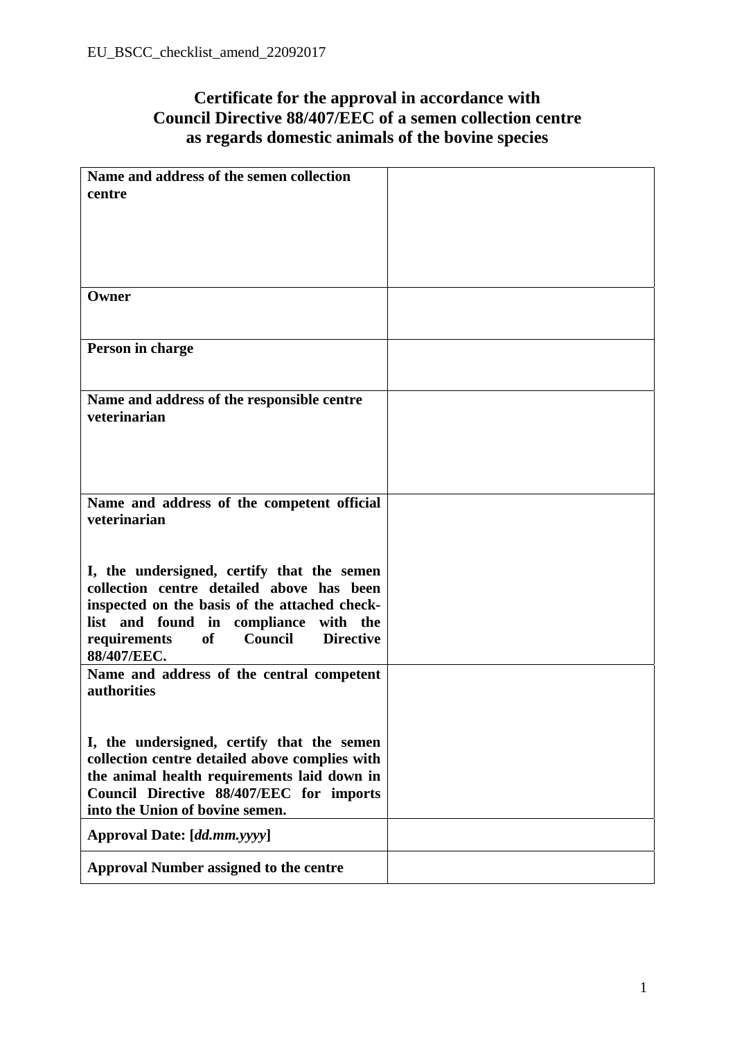# Certificate for the approval in accordance with Council Directive 88/407/EEC of a semen collection centre as regards domestic animals of the bovine species

| | |
|---|---|
| **Name and address of the semen collection centre** | |
| **Owner** | |
| **Person in charge** | |
| **Name and address of the responsible centre veterinarian** | |
| **Name and address of the competent official veterinarian**<br><br>**I, the undersigned, certify that the semen collection centre detailed above has been inspected on the basis of the attached check-list and found in compliance with the requirements of Council Directive 88/407/EEC.** | |
| **Name and address of the central competent authorities**<br><br>**I, the undersigned, certify that the semen collection centre detailed above complies with the animal health requirements laid down in Council Directive 88/407/EEC for imports into the Union of bovine semen.** | |
| **Approval Date: [*dd.mm.yyyy*]** | |
| **Approval Number assigned to the centre** | |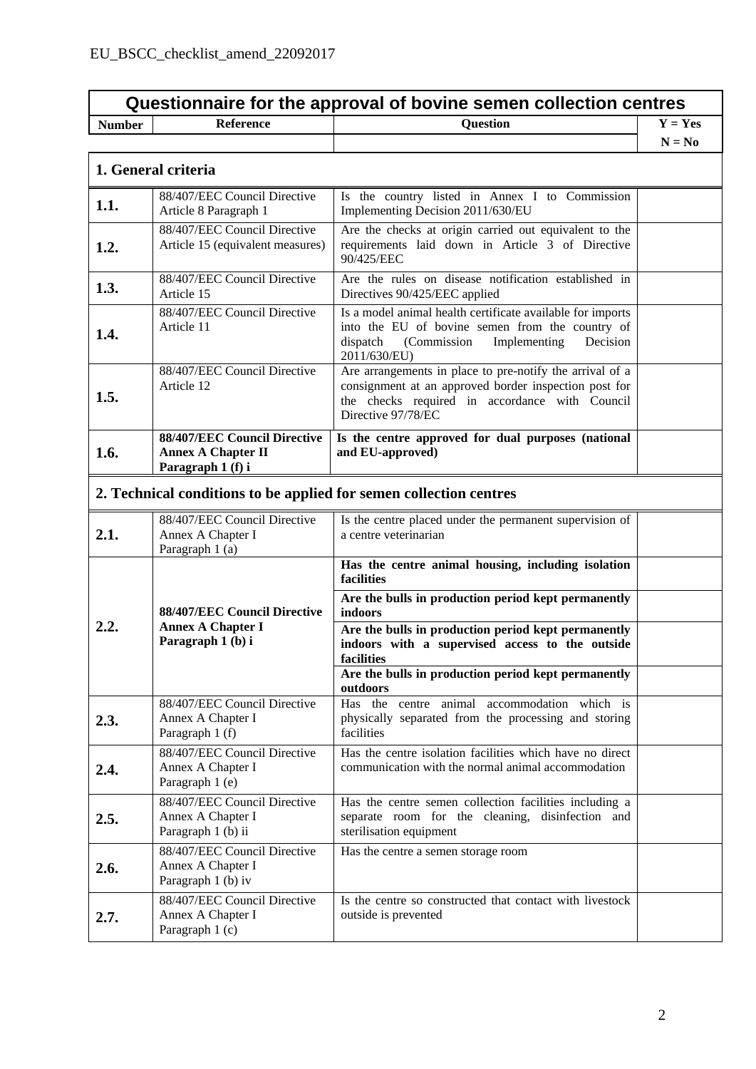## Questionnaire for the approval of bovine semen collection centres

| Number | Reference | Question | Y = Yes N = No |
|---|---|---|---|
| **1. General criteria** | | | |
| **1.1.** | 88/407/EEC Council Directive Article 8 Paragraph 1 | Is the country listed in Annex I to Commission Implementing Decision 2011/630/EU | |
| **1.2.** | 88/407/EEC Council Directive Article 15 (equivalent measures) | Are the checks at origin carried out equivalent to the requirements laid down in Article 3 of Directive 90/425/EEC | |
| **1.3.** | 88/407/EEC Council Directive Article 15 | Are the rules on disease notification established in Directives 90/425/EEC applied | |
| **1.4.** | 88/407/EEC Council Directive Article 11 | Is a model animal health certificate available for imports into the EU of bovine semen from the country of dispatch (Commission Implementing Decision 2011/630/EU) | |
| **1.5.** | 88/407/EEC Council Directive Article 12 | Are arrangements in place to pre-notify the arrival of a consignment at an approved border inspection post for the checks required in accordance with Council Directive 97/78/EC | |
| **1.6.** | **88/407/EEC Council Directive Annex A Chapter II Paragraph 1 (f) i** | **Is the centre approved for dual purposes (national and EU-approved)** | |
| **2. Technical conditions to be applied for semen collection centres** | | | |
| **2.1.** | 88/407/EEC Council Directive Annex A Chapter I Paragraph 1 (a) | Is the centre placed under the permanent supervision of a centre veterinarian | |
| **2.2.** | **88/407/EEC Council Directive Annex A Chapter I Paragraph 1 (b) i** | **Has the centre animal housing, including isolation facilities** | |
| | | **Are the bulls in production period kept permanently indoors** | |
| | | **Are the bulls in production period kept permanently indoors with a supervised access to the outside facilities** | |
| | | **Are the bulls in production period kept permanently outdoors** | |
| **2.3.** | 88/407/EEC Council Directive Annex A Chapter I Paragraph 1 (f) | Has the centre animal accommodation which is physically separated from the processing and storing facilities | |
| **2.4.** | 88/407/EEC Council Directive Annex A Chapter I Paragraph 1 (e) | Has the centre isolation facilities which have no direct communication with the normal animal accommodation | |
| **2.5.** | 88/407/EEC Council Directive Annex A Chapter I Paragraph 1 (b) ii | Has the centre semen collection facilities including a separate room for the cleaning, disinfection and sterilisation equipment | |
| **2.6.** | 88/407/EEC Council Directive Annex A Chapter I Paragraph 1 (b) iv | Has the centre a semen storage room | |
| **2.7.** | 88/407/EEC Council Directive Annex A Chapter I Paragraph 1 (c) | Is the centre so constructed that contact with livestock outside is prevented | |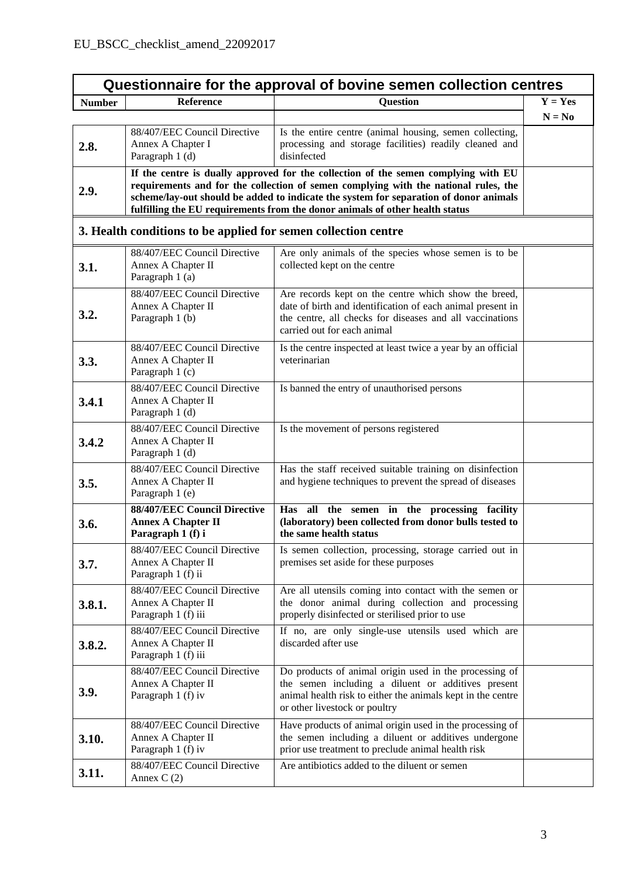## Questionnaire for the approval of bovine semen collection centres

| Number | Reference | Question | Y = Yes<br>N = No |
|---|---|---|---|
| **2.8.** | 88/407/EEC Council Directive Annex A Chapter I Paragraph 1 (d) | Is the entire centre (animal housing, semen collecting, processing and storage facilities) readily cleaned and disinfected | |
| **2.9.** | **If the centre is dually approved for the collection of the semen complying with EU requirements and for the collection of semen complying with the national rules, the scheme/lay-out should be added to indicate the system for separation of donor animals fulfilling the EU requirements from the donor animals of other health status** | | |
| **3. Health conditions to be applied for semen collection centre** | | | |
| **3.1.** | 88/407/EEC Council Directive Annex A Chapter II Paragraph 1 (a) | Are only animals of the species whose semen is to be collected kept on the centre | |
| **3.2.** | 88/407/EEC Council Directive Annex A Chapter II Paragraph 1 (b) | Are records kept on the centre which show the breed, date of birth and identification of each animal present in the centre, all checks for diseases and all vaccinations carried out for each animal | |
| **3.3.** | 88/407/EEC Council Directive Annex A Chapter II Paragraph 1 (c) | Is the centre inspected at least twice a year by an official veterinarian | |
| **3.4.1** | 88/407/EEC Council Directive Annex A Chapter II Paragraph 1 (d) | Is banned the entry of unauthorised persons | |
| **3.4.2** | 88/407/EEC Council Directive Annex A Chapter II Paragraph 1 (d) | Is the movement of persons registered | |
| **3.5.** | 88/407/EEC Council Directive Annex A Chapter II Paragraph 1 (e) | Has the staff received suitable training on disinfection and hygiene techniques to prevent the spread of diseases | |
| **3.6.** | **88/407/EEC Council Directive Annex A Chapter II Paragraph 1 (f) i** | **Has all the semen in the processing facility (laboratory) been collected from donor bulls tested to the same health status** | |
| **3.7.** | 88/407/EEC Council Directive Annex A Chapter II Paragraph 1 (f) ii | Is semen collection, processing, storage carried out in premises set aside for these purposes | |
| **3.8.1.** | 88/407/EEC Council Directive Annex A Chapter II Paragraph 1 (f) iii | Are all utensils coming into contact with the semen or the donor animal during collection and processing properly disinfected or sterilised prior to use | |
| **3.8.2.** | 88/407/EEC Council Directive Annex A Chapter II Paragraph 1 (f) iii | If no, are only single-use utensils used which are discarded after use | |
| **3.9.** | 88/407/EEC Council Directive Annex A Chapter II Paragraph 1 (f) iv | Do products of animal origin used in the processing of the semen including a diluent or additives present animal health risk to either the animals kept in the centre or other livestock or poultry | |
| **3.10.** | 88/407/EEC Council Directive Annex A Chapter II Paragraph 1 (f) iv | Have products of animal origin used in the processing of the semen including a diluent or additives undergone prior use treatment to preclude animal health risk | |
| **3.11.** | 88/407/EEC Council Directive Annex C (2) | Are antibiotics added to the diluent or semen | |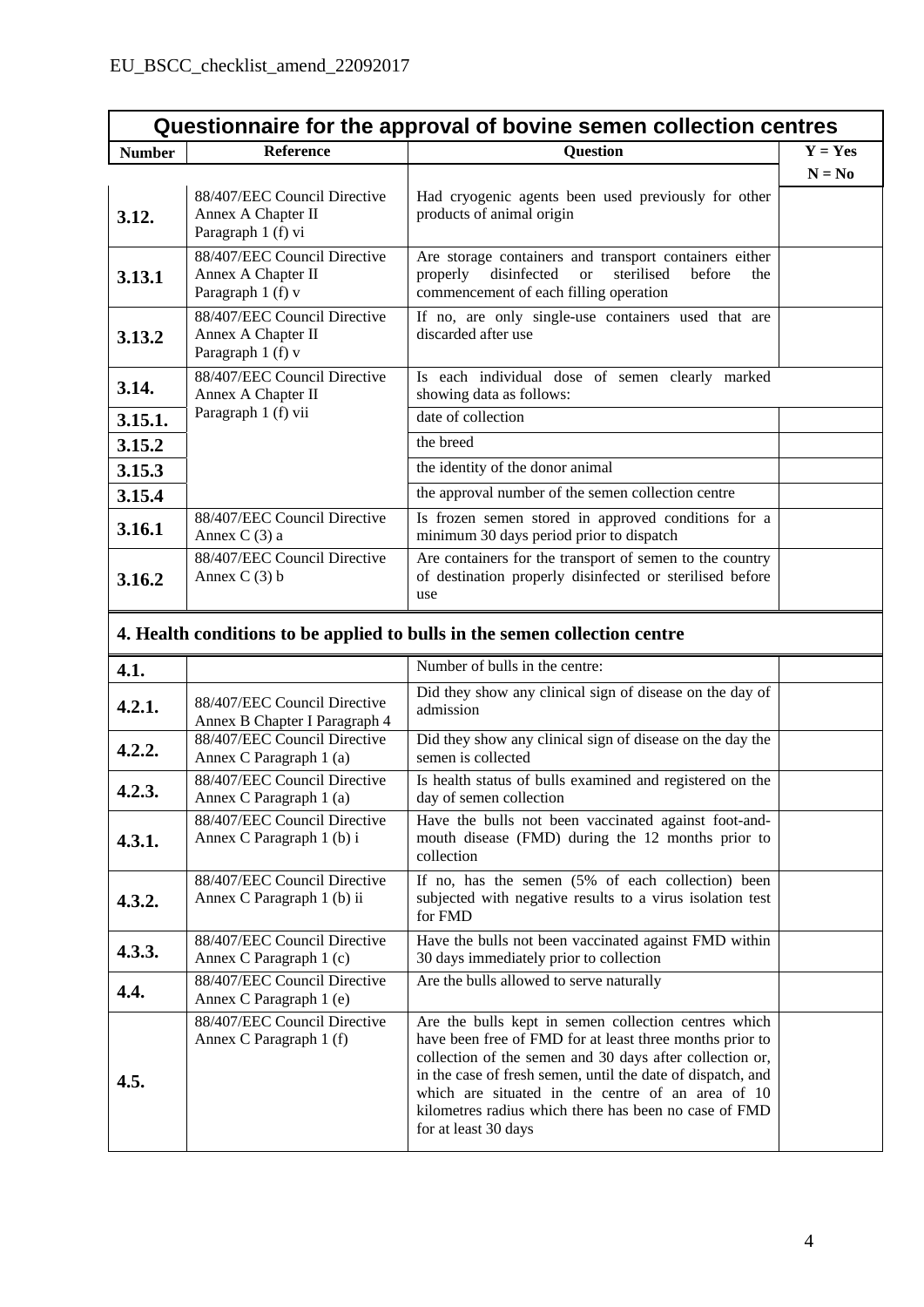EU_BSCC_checklist_amend_22092017

| Questionnaire for the approval of bovine semen collection centres | | | |
|---|---|---|---|
| **Number** | **Reference** | **Question** | **Y = Yes N = No** |
| **3.12.** | 88/407/EEC Council Directive Annex A Chapter II Paragraph 1 (f) vi | Had cryogenic agents been used previously for other products of animal origin | |
| **3.13.1** | 88/407/EEC Council Directive Annex A Chapter II Paragraph 1 (f) v | Are storage containers and transport containers either properly disinfected or sterilised before the commencement of each filling operation | |
| **3.13.2** | 88/407/EEC Council Directive Annex A Chapter II Paragraph 1 (f) v | If no, are only single-use containers used that are discarded after use | |
| **3.14.** | 88/407/EEC Council Directive Annex A Chapter II Paragraph 1 (f) vii | Is each individual dose of semen clearly marked showing data as follows: | |
| **3.15.1.** | | date of collection | |
| **3.15.2** | | the breed | |
| **3.15.3** | | the identity of the donor animal | |
| **3.15.4** | | the approval number of the semen collection centre | |
| **3.16.1** | 88/407/EEC Council Directive Annex C (3) a | Is frozen semen stored in approved conditions for a minimum 30 days period prior to dispatch | |
| **3.16.2** | 88/407/EEC Council Directive Annex C (3) b | Are containers for the transport of semen to the country of destination properly disinfected or sterilised before use | |
| **4. Health conditions to be applied to bulls in the semen collection centre** | | | |
| **4.1.** | | Number of bulls in the centre: | |
| **4.2.1.** | 88/407/EEC Council Directive Annex B Chapter I Paragraph 4 | Did they show any clinical sign of disease on the day of admission | |
| **4.2.2.** | 88/407/EEC Council Directive Annex C Paragraph 1 (a) | Did they show any clinical sign of disease on the day the semen is collected | |
| **4.2.3.** | 88/407/EEC Council Directive Annex C Paragraph 1 (a) | Is health status of bulls examined and registered on the day of semen collection | |
| **4.3.1.** | 88/407/EEC Council Directive Annex C Paragraph 1 (b) i | Have the bulls not been vaccinated against foot-and-mouth disease (FMD) during the 12 months prior to collection | |
| **4.3.2.** | 88/407/EEC Council Directive Annex C Paragraph 1 (b) ii | If no, has the semen (5% of each collection) been subjected with negative results to a virus isolation test for FMD | |
| **4.3.3.** | 88/407/EEC Council Directive Annex C Paragraph 1 (c) | Have the bulls not been vaccinated against FMD within 30 days immediately prior to collection | |
| **4.4.** | 88/407/EEC Council Directive Annex C Paragraph 1 (e) | Are the bulls allowed to serve naturally | |
| **4.5.** | 88/407/EEC Council Directive Annex C Paragraph 1 (f) | Are the bulls kept in semen collection centres which have been free of FMD for at least three months prior to collection of the semen and 30 days after collection or, in the case of fresh semen, until the date of dispatch, and which are situated in the centre of an area of 10 kilometres radius which there has been no case of FMD for at least 30 days | |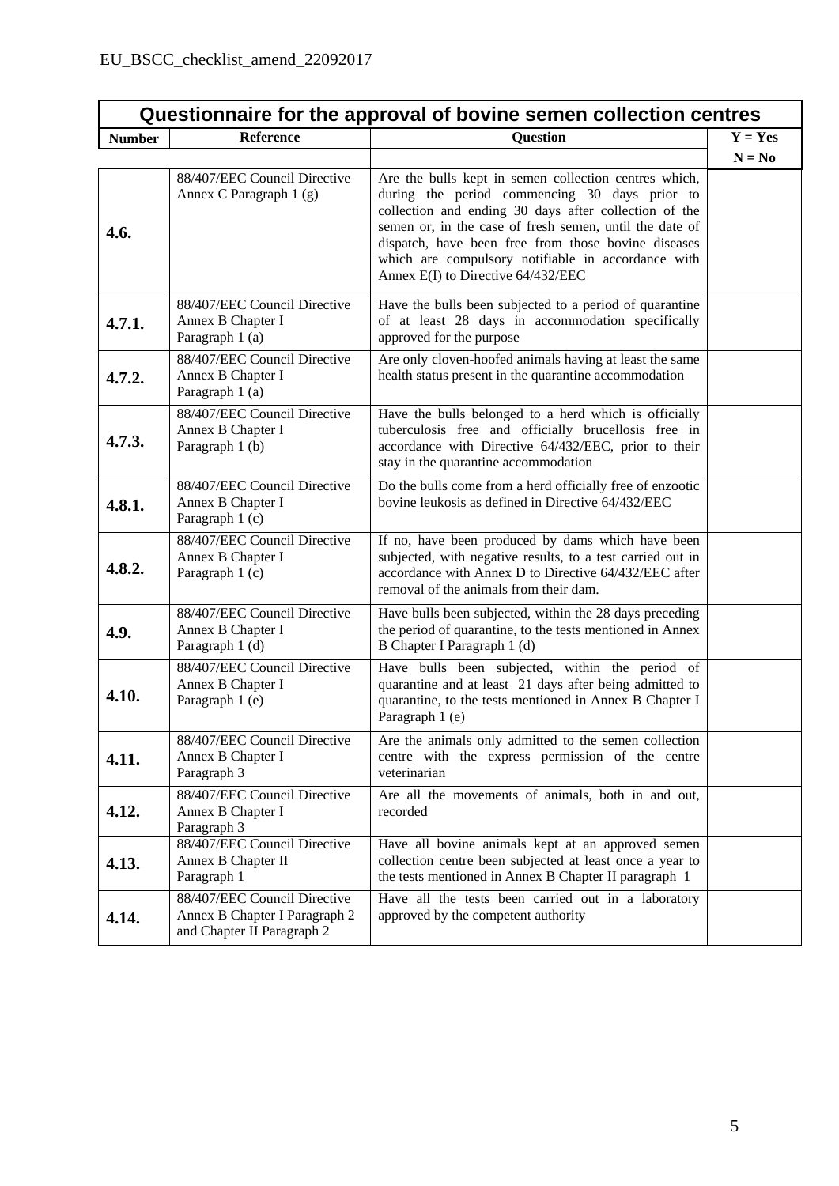| Questionnaire for the approval of bovine semen collection centres | | | |
|---|---|---|---|
| **Number** | **Reference** | **Question** | **Y = Yes**<br>**N = No** |
| **4.6.** | 88/407/EEC Council Directive Annex C Paragraph 1 (g) | Are the bulls kept in semen collection centres which, during the period commencing 30 days prior to collection and ending 30 days after collection of the semen or, in the case of fresh semen, until the date of dispatch, have been free from those bovine diseases which are compulsory notifiable in accordance with Annex E(I) to Directive 64/432/EEC | |
| **4.7.1.** | 88/407/EEC Council Directive Annex B Chapter I Paragraph 1 (a) | Have the bulls been subjected to a period of quarantine of at least 28 days in accommodation specifically approved for the purpose | |
| **4.7.2.** | 88/407/EEC Council Directive Annex B Chapter I Paragraph 1 (a) | Are only cloven-hoofed animals having at least the same health status present in the quarantine accommodation | |
| **4.7.3.** | 88/407/EEC Council Directive Annex B Chapter I Paragraph 1 (b) | Have the bulls belonged to a herd which is officially tuberculosis free and officially brucellosis free in accordance with Directive 64/432/EEC, prior to their stay in the quarantine accommodation | |
| **4.8.1.** | 88/407/EEC Council Directive Annex B Chapter I Paragraph 1 (c) | Do the bulls come from a herd officially free of enzootic bovine leukosis as defined in Directive 64/432/EEC | |
| **4.8.2.** | 88/407/EEC Council Directive Annex B Chapter I Paragraph 1 (c) | If no, have been produced by dams which have been subjected, with negative results, to a test carried out in accordance with Annex D to Directive 64/432/EEC after removal of the animals from their dam. | |
| **4.9.** | 88/407/EEC Council Directive Annex B Chapter I Paragraph 1 (d) | Have bulls been subjected, within the 28 days preceding the period of quarantine, to the tests mentioned in Annex B Chapter I Paragraph 1 (d) | |
| **4.10.** | 88/407/EEC Council Directive Annex B Chapter I Paragraph 1 (e) | Have bulls been subjected, within the period of quarantine and at least 21 days after being admitted to quarantine, to the tests mentioned in Annex B Chapter I Paragraph 1 (e) | |
| **4.11.** | 88/407/EEC Council Directive Annex B Chapter I Paragraph 3 | Are the animals only admitted to the semen collection centre with the express permission of the centre veterinarian | |
| **4.12.** | 88/407/EEC Council Directive Annex B Chapter I Paragraph 3 | Are all the movements of animals, both in and out, recorded | |
| **4.13.** | 88/407/EEC Council Directive Annex B Chapter II Paragraph 1 | Have all bovine animals kept at an approved semen collection centre been subjected at least once a year to the tests mentioned in Annex B Chapter II paragraph 1 | |
| **4.14.** | 88/407/EEC Council Directive Annex B Chapter I Paragraph 2 and Chapter II Paragraph 2 | Have all the tests been carried out in a laboratory approved by the competent authority | |